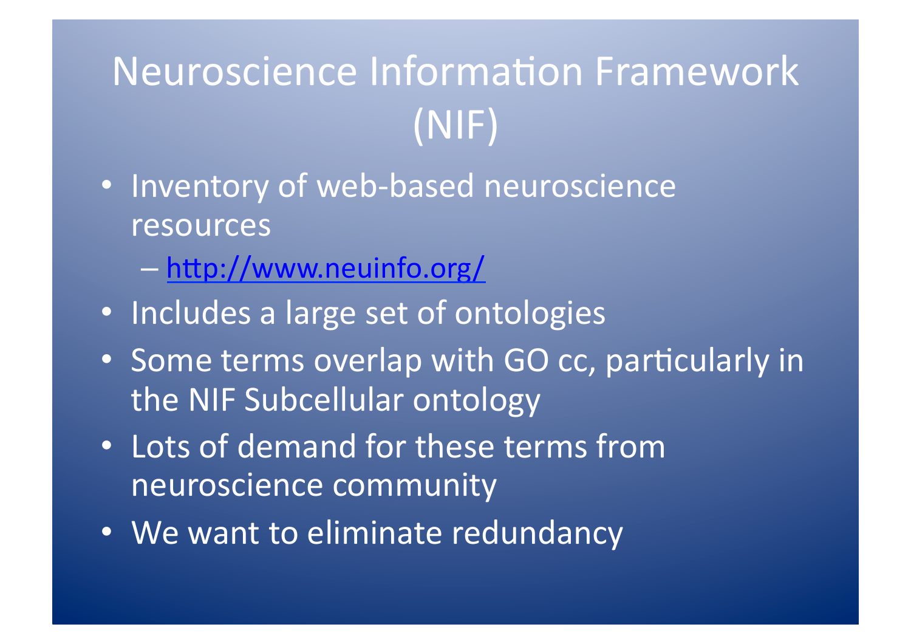# Neuroscience Information Framework (NIF)

- Inventory of web-based neuroscience resources
  - http://www.neuinfo.org/
- Includes a large set of ontologies
- Some terms overlap with GO cc, particularly in the NIF Subcellular ontology
- Lots of demand for these terms from neuroscience community
- We want to eliminate redundancy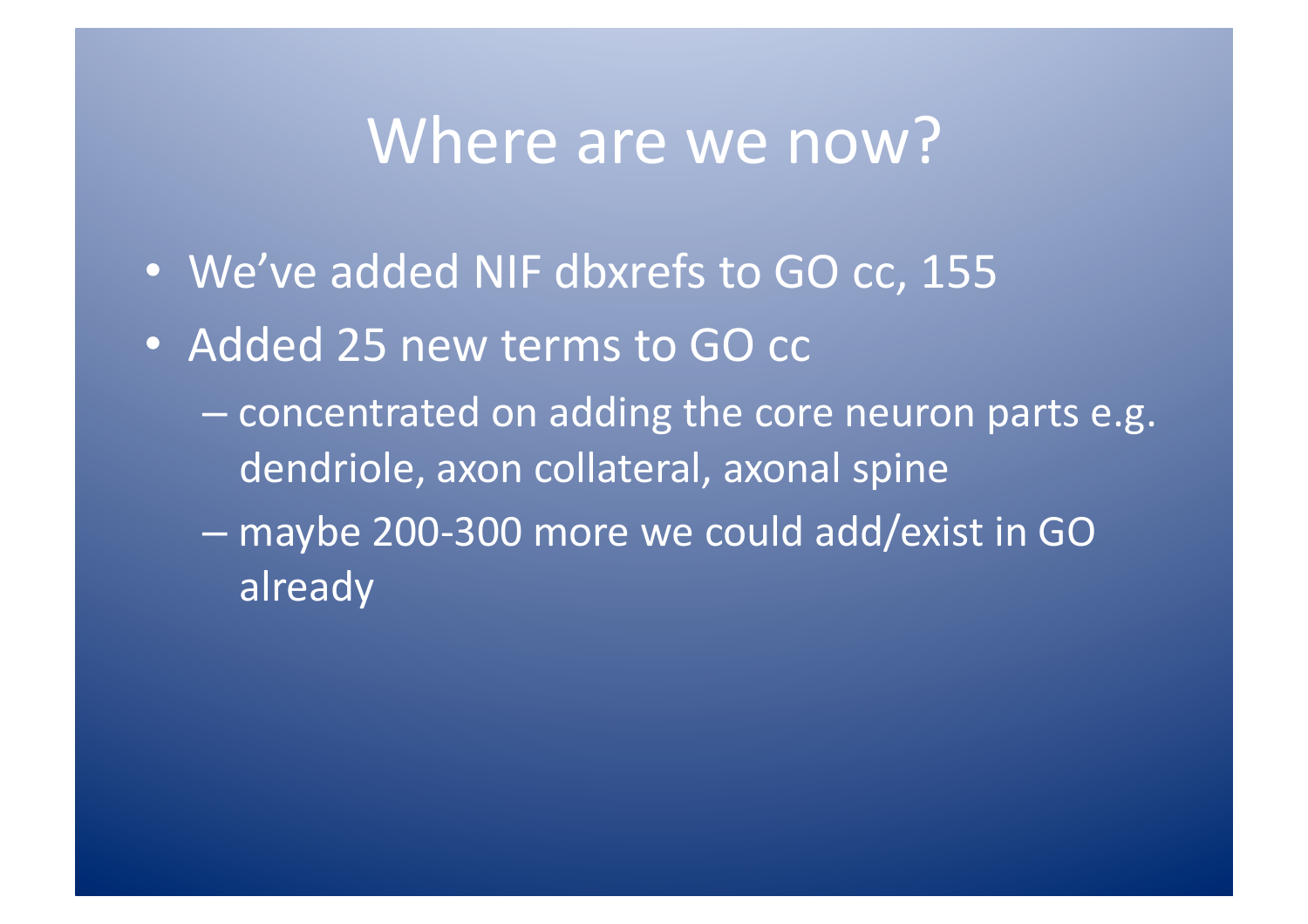# Where are we now?

- We've added NIF dbxrefs to GO cc, 155
- Added 25 new terms to GO cc
  - concentrated on adding the core neuron parts e.g. dendriole, axon collateral, axonal spine
  - maybe 200-300 more we could add/exist in GO already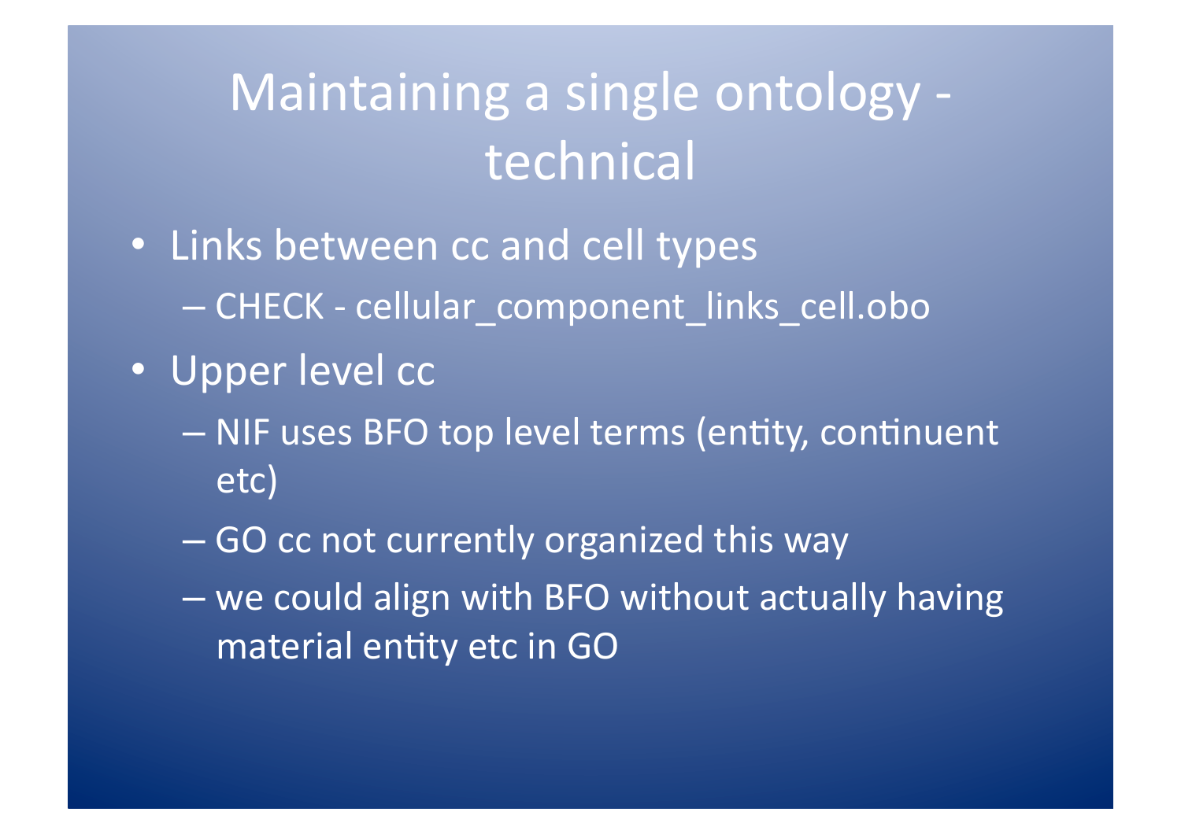# Maintaining a single ontology - technical

- Links between cc and cell types
  - CHECK - cellular_component_links_cell.obo
- Upper level cc
  - NIF uses BFO top level terms (entity, continuent etc)
  - GO cc not currently organized this way
  - we could align with BFO without actually having material entity etc in GO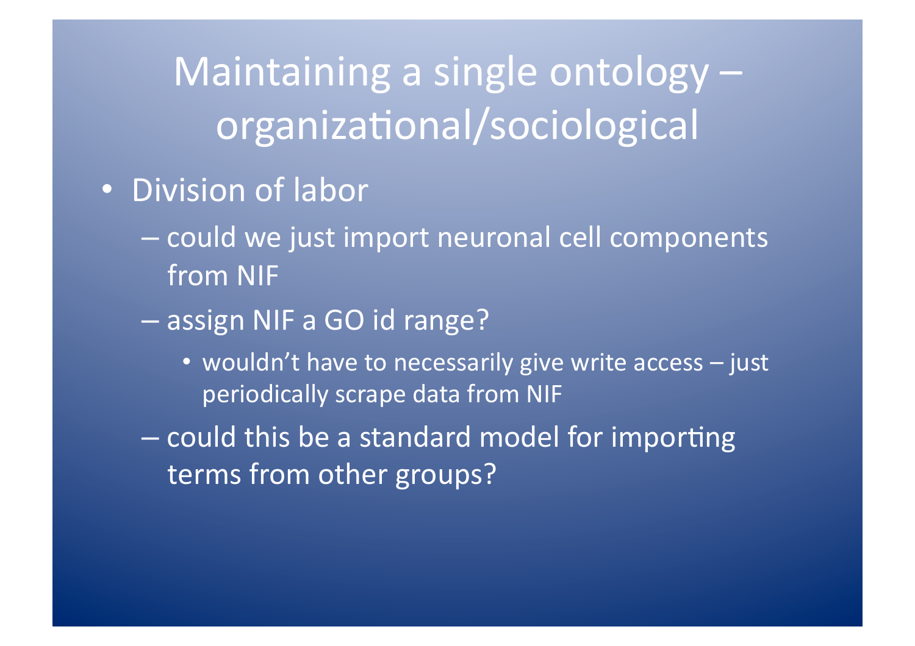# Maintaining a single ontology – organizational/sociological

- Division of labor
  - could we just import neuronal cell components from NIF
  - assign NIF a GO id range?
    - wouldn't have to necessarily give write access – just periodically scrape data from NIF
  - could this be a standard model for importing terms from other groups?